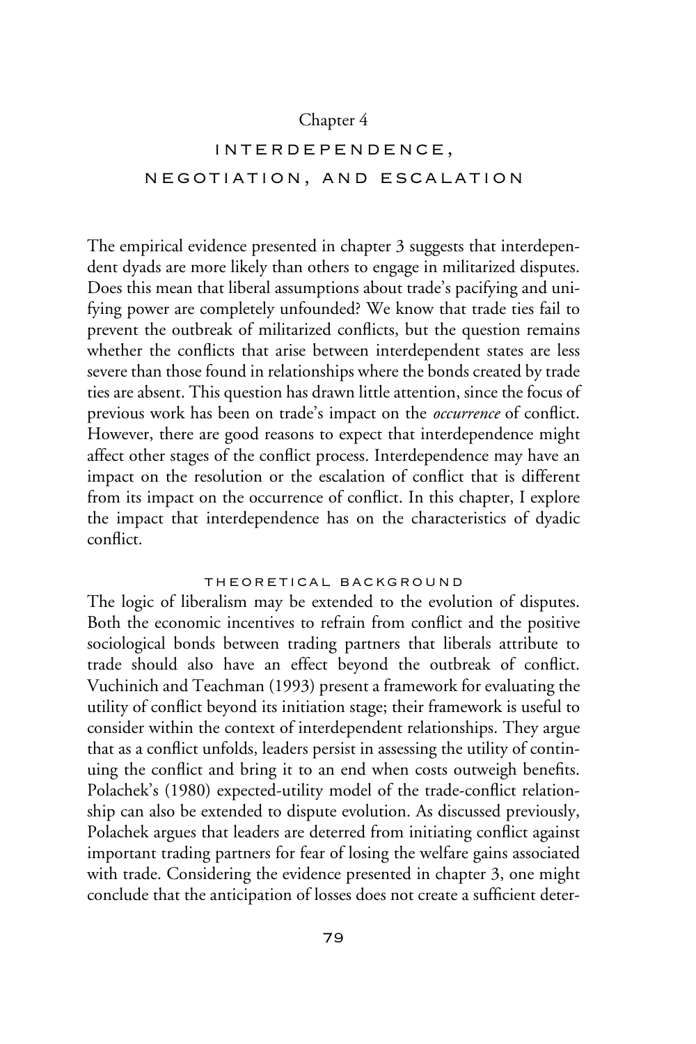# Chapter 4

# INTERDEPENDENCE, NEGOTIATION, AND ESCALATION

The empirical evidence presented in chapter 3 suggests that interdependent dyads are more likely than others to engage in militarized disputes. Does this mean that liberal assumptions about trade's pacifying and unifying power are completely unfounded? We know that trade ties fail to prevent the outbreak of militarized conflicts, but the question remains whether the conflicts that arise between interdependent states are less severe than those found in relationships where the bonds created by trade ties are absent. This question has drawn little attention, since the focus of previous work has been on trade's impact on the *occurrence* of conflict. However, there are good reasons to expect that interdependence might affect other stages of the conflict process. Interdependence may have an impact on the resolution or the escalation of conflict that is different from its impact on the occurrence of conflict. In this chapter, I explore the impact that interdependence has on the characteristics of dyadic conflict.

## THEORETICAL BACKGROUND

The logic of liberalism may be extended to the evolution of disputes. Both the economic incentives to refrain from conflict and the positive sociological bonds between trading partners that liberals attribute to trade should also have an effect beyond the outbreak of conflict. Vuchinich and Teachman (1993) present a framework for evaluating the utility of conflict beyond its initiation stage; their framework is useful to consider within the context of interdependent relationships. They argue that as a conflict unfolds, leaders persist in assessing the utility of continuing the conflict and bring it to an end when costs outweigh benefits. Polachek's (1980) expected-utility model of the trade-conflict relationship can also be extended to dispute evolution. As discussed previously, Polachek argues that leaders are deterred from initiating conflict against important trading partners for fear of losing the welfare gains associated with trade. Considering the evidence presented in chapter 3, one might conclude that the anticipation of losses does not create a sufficient deter-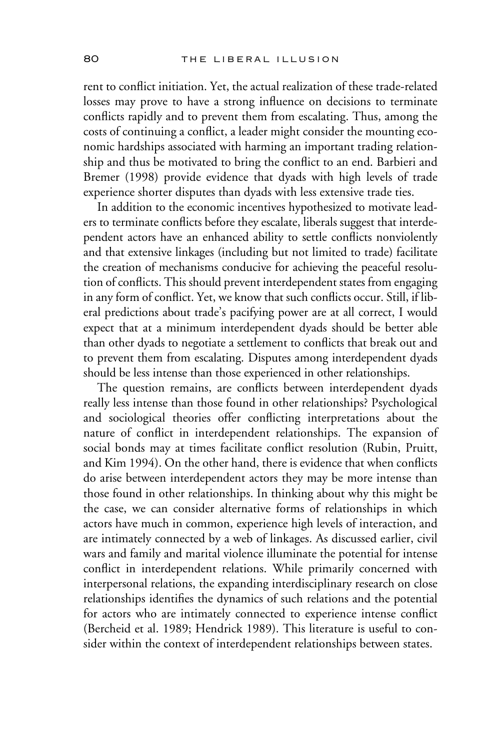rent to conflict initiation. Yet, the actual realization of these trade-related losses may prove to have a strong influence on decisions to terminate conflicts rapidly and to prevent them from escalating. Thus, among the costs of continuing a conflict, a leader might consider the mounting economic hardships associated with harming an important trading relationship and thus be motivated to bring the conflict to an end. Barbieri and Bremer (1998) provide evidence that dyads with high levels of trade experience shorter disputes than dyads with less extensive trade ties.

In addition to the economic incentives hypothesized to motivate leaders to terminate conflicts before they escalate, liberals suggest that interdependent actors have an enhanced ability to settle conflicts nonviolently and that extensive linkages (including but not limited to trade) facilitate the creation of mechanisms conducive for achieving the peaceful resolution of conflicts. This should prevent interdependent states from engaging in any form of conflict. Yet, we know that such conflicts occur. Still, if liberal predictions about trade's pacifying power are at all correct, I would expect that at a minimum interdependent dyads should be better able than other dyads to negotiate a settlement to conflicts that break out and to prevent them from escalating. Disputes among interdependent dyads should be less intense than those experienced in other relationships.

The question remains, are conflicts between interdependent dyads really less intense than those found in other relationships? Psychological and sociological theories offer conflicting interpretations about the nature of conflict in interdependent relationships. The expansion of social bonds may at times facilitate conflict resolution (Rubin, Pruitt, and Kim 1994). On the other hand, there is evidence that when conflicts do arise between interdependent actors they may be more intense than those found in other relationships. In thinking about why this might be the case, we can consider alternative forms of relationships in which actors have much in common, experience high levels of interaction, and are intimately connected by a web of linkages. As discussed earlier, civil wars and family and marital violence illuminate the potential for intense conflict in interdependent relations. While primarily concerned with interpersonal relations, the expanding interdisciplinary research on close relationships identifies the dynamics of such relations and the potential for actors who are intimately connected to experience intense conflict (Bercheid et al. 1989; Hendrick 1989). This literature is useful to consider within the context of interdependent relationships between states.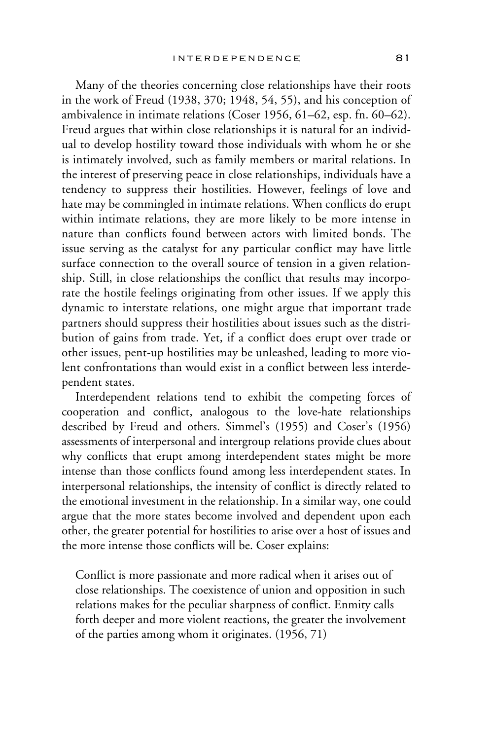Many of the theories concerning close relationships have their roots in the work of Freud (1938, 370; 1948, 54, 55), and his conception of ambivalence in intimate relations (Coser 1956, 61–62, esp. fn. 60–62). Freud argues that within close relationships it is natural for an individual to develop hostility toward those individuals with whom he or she is intimately involved, such as family members or marital relations. In the interest of preserving peace in close relationships, individuals have a tendency to suppress their hostilities. However, feelings of love and hate may be commingled in intimate relations. When conflicts do erupt within intimate relations, they are more likely to be more intense in nature than conflicts found between actors with limited bonds. The issue serving as the catalyst for any particular conflict may have little surface connection to the overall source of tension in a given relationship. Still, in close relationships the conflict that results may incorporate the hostile feelings originating from other issues. If we apply this dynamic to interstate relations, one might argue that important trade partners should suppress their hostilities about issues such as the distribution of gains from trade. Yet, if a conflict does erupt over trade or other issues, pent-up hostilities may be unleashed, leading to more violent confrontations than would exist in a conflict between less interdependent states.

Interdependent relations tend to exhibit the competing forces of cooperation and conflict, analogous to the love-hate relationships described by Freud and others. Simmel's (1955) and Coser's (1956) assessments of interpersonal and intergroup relations provide clues about why conflicts that erupt among interdependent states might be more intense than those conflicts found among less interdependent states. In interpersonal relationships, the intensity of conflict is directly related to the emotional investment in the relationship. In a similar way, one could argue that the more states become involved and dependent upon each other, the greater potential for hostilities to arise over a host of issues and the more intense those conflicts will be. Coser explains:

> Conflict is more passionate and more radical when it arises out of close relationships. The coexistence of union and opposition in such relations makes for the peculiar sharpness of conflict. Enmity calls forth deeper and more violent reactions, the greater the involvement of the parties among whom it originates. (1956, 71)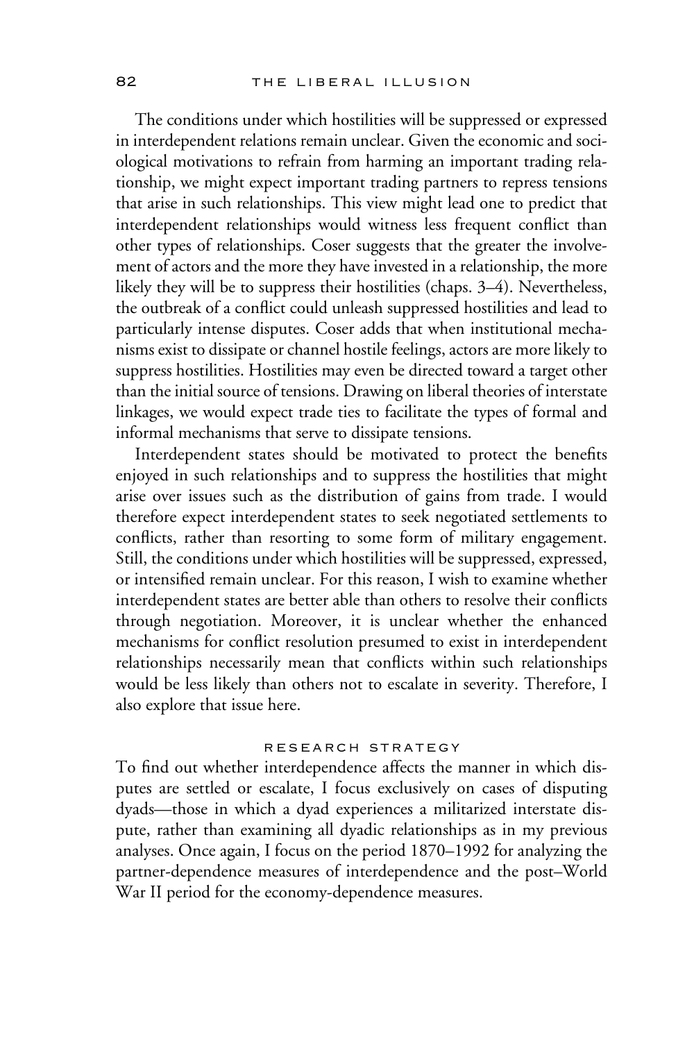The conditions under which hostilities will be suppressed or expressed in interdependent relations remain unclear. Given the economic and sociological motivations to refrain from harming an important trading relationship, we might expect important trading partners to repress tensions that arise in such relationships. This view might lead one to predict that interdependent relationships would witness less frequent conflict than other types of relationships. Coser suggests that the greater the involvement of actors and the more they have invested in a relationship, the more likely they will be to suppress their hostilities (chaps. 3–4). Nevertheless, the outbreak of a conflict could unleash suppressed hostilities and lead to particularly intense disputes. Coser adds that when institutional mechanisms exist to dissipate or channel hostile feelings, actors are more likely to suppress hostilities. Hostilities may even be directed toward a target other than the initial source of tensions. Drawing on liberal theories of interstate linkages, we would expect trade ties to facilitate the types of formal and informal mechanisms that serve to dissipate tensions.

Interdependent states should be motivated to protect the benefits enjoyed in such relationships and to suppress the hostilities that might arise over issues such as the distribution of gains from trade. I would therefore expect interdependent states to seek negotiated settlements to conflicts, rather than resorting to some form of military engagement. Still, the conditions under which hostilities will be suppressed, expressed, or intensified remain unclear. For this reason, I wish to examine whether interdependent states are better able than others to resolve their conflicts through negotiation. Moreover, it is unclear whether the enhanced mechanisms for conflict resolution presumed to exist in interdependent relationships necessarily mean that conflicts within such relationships would be less likely than others not to escalate in severity. Therefore, I also explore that issue here.

## RESEARCH STRATEGY

To find out whether interdependence affects the manner in which disputes are settled or escalate, I focus exclusively on cases of disputing dyads—those in which a dyad experiences a militarized interstate dispute, rather than examining all dyadic relationships as in my previous analyses. Once again, I focus on the period 1870–1992 for analyzing the partner-dependence measures of interdependence and the post–World War II period for the economy-dependence measures.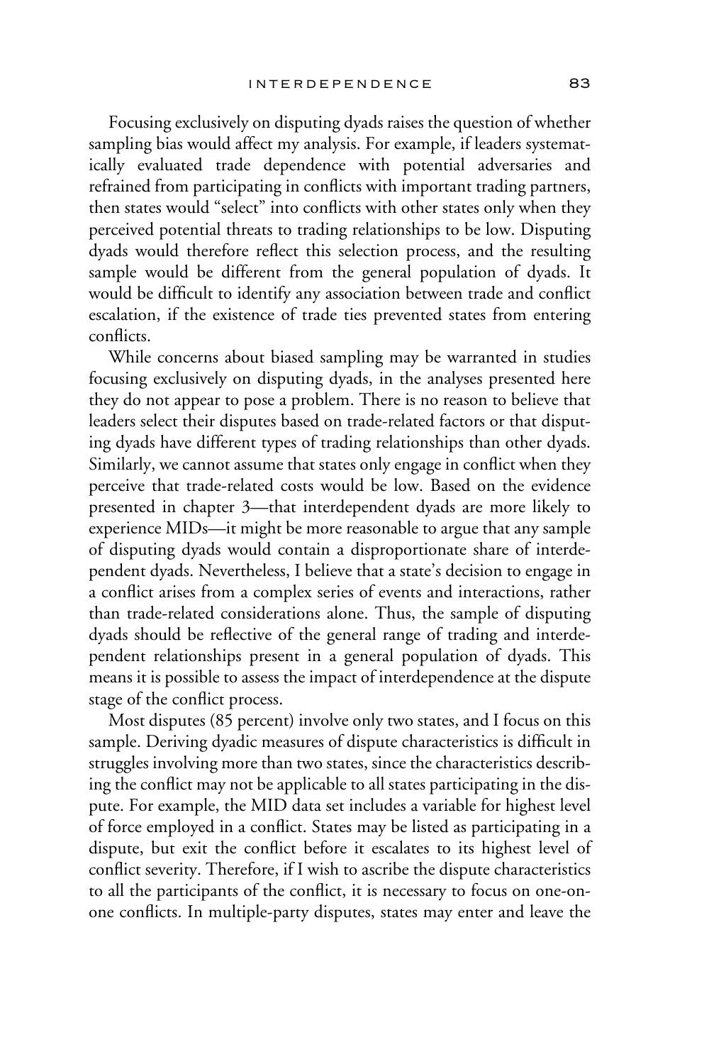Focusing exclusively on disputing dyads raises the question of whether sampling bias would affect my analysis. For example, if leaders systematically evaluated trade dependence with potential adversaries and refrained from participating in conflicts with important trading partners, then states would "select" into conflicts with other states only when they perceived potential threats to trading relationships to be low. Disputing dyads would therefore reflect this selection process, and the resulting sample would be different from the general population of dyads. It would be difficult to identify any association between trade and conflict escalation, if the existence of trade ties prevented states from entering conflicts.

While concerns about biased sampling may be warranted in studies focusing exclusively on disputing dyads, in the analyses presented here they do not appear to pose a problem. There is no reason to believe that leaders select their disputes based on trade-related factors or that disputing dyads have different types of trading relationships than other dyads. Similarly, we cannot assume that states only engage in conflict when they perceive that trade-related costs would be low. Based on the evidence presented in chapter 3—that interdependent dyads are more likely to experience MIDs—it might be more reasonable to argue that any sample of disputing dyads would contain a disproportionate share of interdependent dyads. Nevertheless, I believe that a state's decision to engage in a conflict arises from a complex series of events and interactions, rather than trade-related considerations alone. Thus, the sample of disputing dyads should be reflective of the general range of trading and interdependent relationships present in a general population of dyads. This means it is possible to assess the impact of interdependence at the dispute stage of the conflict process.

Most disputes (85 percent) involve only two states, and I focus on this sample. Deriving dyadic measures of dispute characteristics is difficult in struggles involving more than two states, since the characteristics describing the conflict may not be applicable to all states participating in the dispute. For example, the MID data set includes a variable for highest level of force employed in a conflict. States may be listed as participating in a dispute, but exit the conflict before it escalates to its highest level of conflict severity. Therefore, if I wish to ascribe the dispute characteristics to all the participants of the conflict, it is necessary to focus on one-on-one conflicts. In multiple-party disputes, states may enter and leave the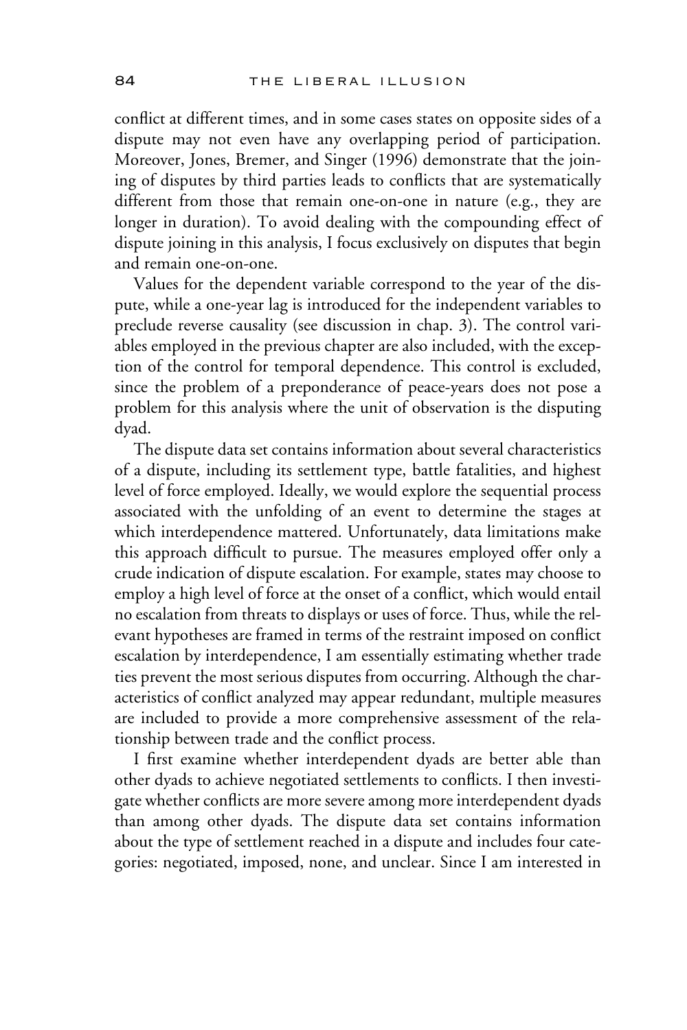conflict at different times, and in some cases states on opposite sides of a dispute may not even have any overlapping period of participation. Moreover, Jones, Bremer, and Singer (1996) demonstrate that the joining of disputes by third parties leads to conflicts that are systematically different from those that remain one-on-one in nature (e.g., they are longer in duration). To avoid dealing with the compounding effect of dispute joining in this analysis, I focus exclusively on disputes that begin and remain one-on-one.

Values for the dependent variable correspond to the year of the dispute, while a one-year lag is introduced for the independent variables to preclude reverse causality (see discussion in chap. 3). The control variables employed in the previous chapter are also included, with the exception of the control for temporal dependence. This control is excluded, since the problem of a preponderance of peace-years does not pose a problem for this analysis where the unit of observation is the disputing dyad.

The dispute data set contains information about several characteristics of a dispute, including its settlement type, battle fatalities, and highest level of force employed. Ideally, we would explore the sequential process associated with the unfolding of an event to determine the stages at which interdependence mattered. Unfortunately, data limitations make this approach difficult to pursue. The measures employed offer only a crude indication of dispute escalation. For example, states may choose to employ a high level of force at the onset of a conflict, which would entail no escalation from threats to displays or uses of force. Thus, while the relevant hypotheses are framed in terms of the restraint imposed on conflict escalation by interdependence, I am essentially estimating whether trade ties prevent the most serious disputes from occurring. Although the characteristics of conflict analyzed may appear redundant, multiple measures are included to provide a more comprehensive assessment of the relationship between trade and the conflict process.

I first examine whether interdependent dyads are better able than other dyads to achieve negotiated settlements to conflicts. I then investigate whether conflicts are more severe among more interdependent dyads than among other dyads. The dispute data set contains information about the type of settlement reached in a dispute and includes four categories: negotiated, imposed, none, and unclear. Since I am interested in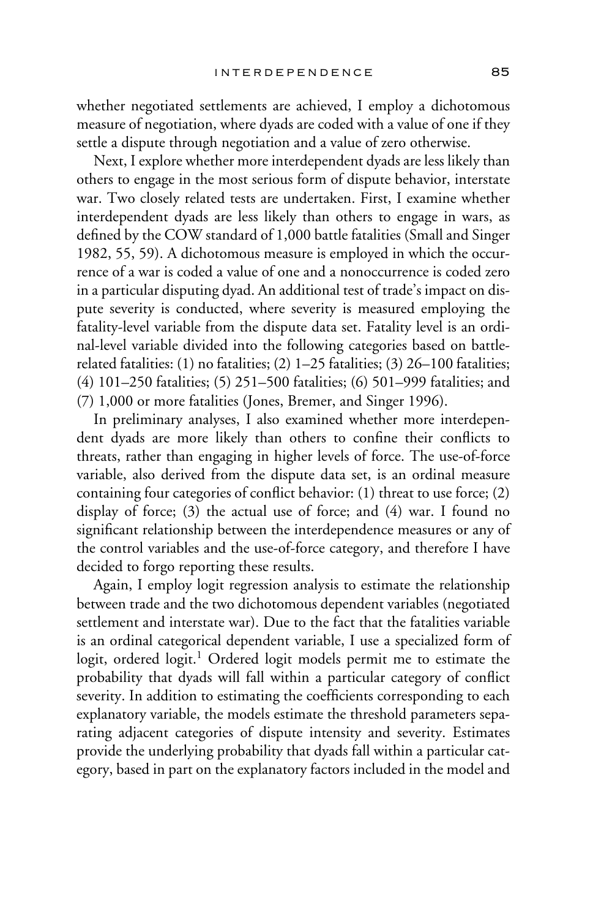whether negotiated settlements are achieved, I employ a dichotomous measure of negotiation, where dyads are coded with a value of one if they settle a dispute through negotiation and a value of zero otherwise.

Next, I explore whether more interdependent dyads are less likely than others to engage in the most serious form of dispute behavior, interstate war. Two closely related tests are undertaken. First, I examine whether interdependent dyads are less likely than others to engage in wars, as defined by the COW standard of 1,000 battle fatalities (Small and Singer 1982, 55, 59). A dichotomous measure is employed in which the occurrence of a war is coded a value of one and a nonoccurrence is coded zero in a particular disputing dyad. An additional test of trade's impact on dispute severity is conducted, where severity is measured employing the fatality-level variable from the dispute data set. Fatality level is an ordinal-level variable divided into the following categories based on battle-related fatalities: (1) no fatalities; (2) 1–25 fatalities; (3) 26–100 fatalities; (4) 101–250 fatalities; (5) 251–500 fatalities; (6) 501–999 fatalities; and (7) 1,000 or more fatalities (Jones, Bremer, and Singer 1996).

In preliminary analyses, I also examined whether more interdependent dyads are more likely than others to confine their conflicts to threats, rather than engaging in higher levels of force. The use-of-force variable, also derived from the dispute data set, is an ordinal measure containing four categories of conflict behavior: (1) threat to use force; (2) display of force; (3) the actual use of force; and (4) war. I found no significant relationship between the interdependence measures or any of the control variables and the use-of-force category, and therefore I have decided to forgo reporting these results.

Again, I employ logit regression analysis to estimate the relationship between trade and the two dichotomous dependent variables (negotiated settlement and interstate war). Due to the fact that the fatalities variable is an ordinal categorical dependent variable, I use a specialized form of logit, ordered logit.[1] Ordered logit models permit me to estimate the probability that dyads will fall within a particular category of conflict severity. In addition to estimating the coefficients corresponding to each explanatory variable, the models estimate the threshold parameters separating adjacent categories of dispute intensity and severity. Estimates provide the underlying probability that dyads fall within a particular category, based in part on the explanatory factors included in the model and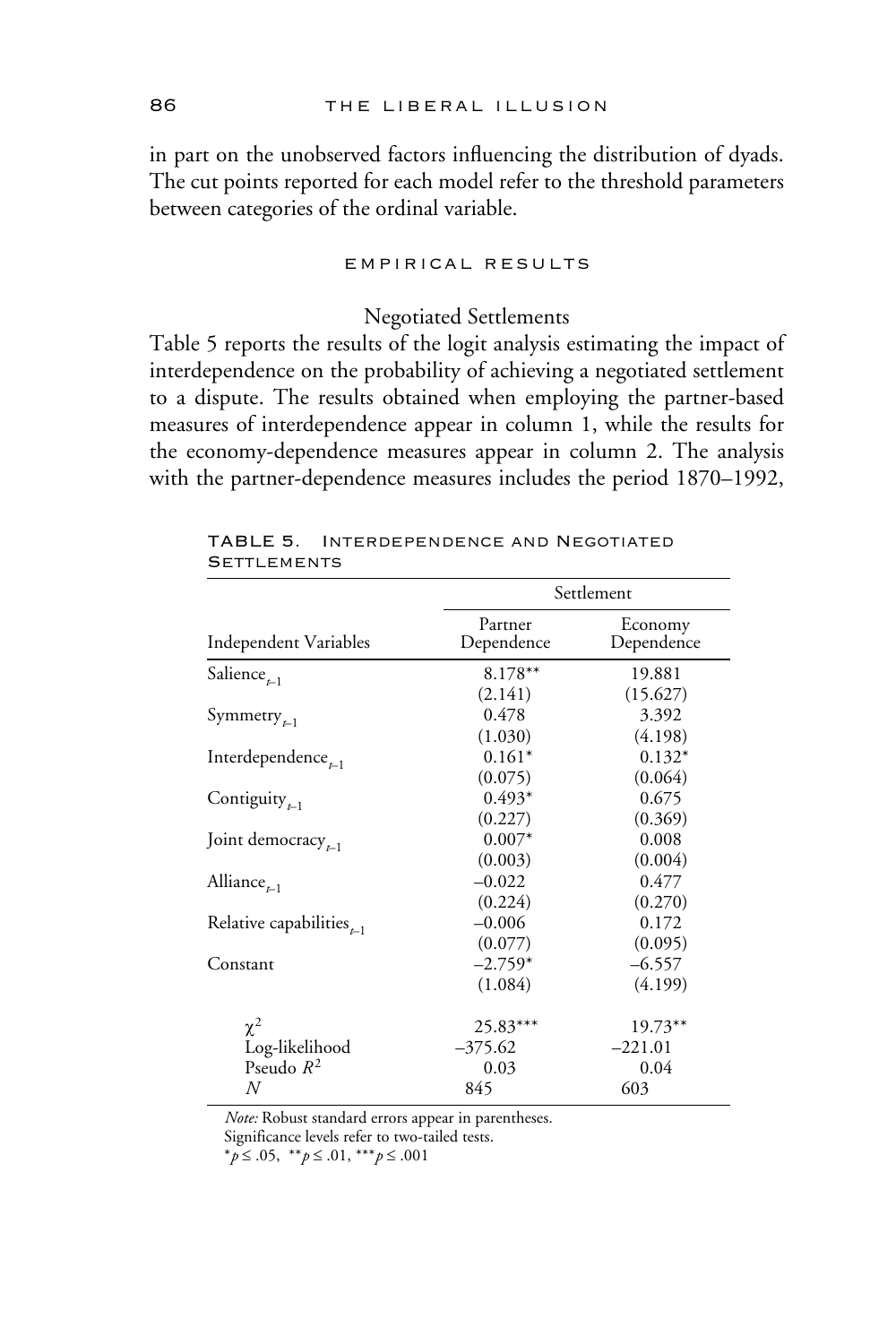in part on the unobserved factors influencing the distribution of dyads. The cut points reported for each model refer to the threshold parameters between categories of the ordinal variable.

## EMPIRICAL RESULTS

### Negotiated Settlements

Table 5 reports the results of the logit analysis estimating the impact of interdependence on the probability of achieving a negotiated settlement to a dispute. The results obtained when employing the partner-based measures of interdependence appear in column 1, while the results for the economy-dependence measures appear in column 2. The analysis with the partner-dependence measures includes the period 1870–1992,

TABLE 5. Interdependence and Negotiated Settlements

| | Settlement | |
|---|---|---|
| Independent Variables | Partner Dependence | Economy Dependence |
| $\text{Salience}_{t-1}$ | 8.178** | 19.881 |
| | (2.141) | (15.627) |
| $\text{Symmetry}_{t-1}$ | 0.478 | 3.392 |
| | (1.030) | (4.198) |
| $\text{Interdependence}_{t-1}$ | 0.161* | 0.132* |
| | (0.075) | (0.064) |
| $\text{Contiguity}_{t-1}$ | 0.493* | 0.675 |
| | (0.227) | (0.369) |
| $\text{Joint democracy}_{t-1}$ | 0.007* | 0.008 |
| | (0.003) | (0.004) |
| $\text{Alliance}_{t-1}$ | –0.022 | 0.477 |
| | (0.224) | (0.270) |
| $\text{Relative capabilities}_{t-1}$ | –0.006 | 0.172 |
| | (0.077) | (0.095) |
| Constant | –2.759* | –6.557 |
| | (1.084) | (4.199) |
| $\chi^2$ | 25.83*** | 19.73** |
| Log-likelihood | –375.62 | –221.01 |
| Pseudo $R^2$ | 0.03 | 0.04 |
| $N$ | 845 | 603 |

*Note:* Robust standard errors appear in parentheses.
Significance levels refer to two-tailed tests.
*$p \leq .05$, **$p \leq .01$, ***$p \leq .001$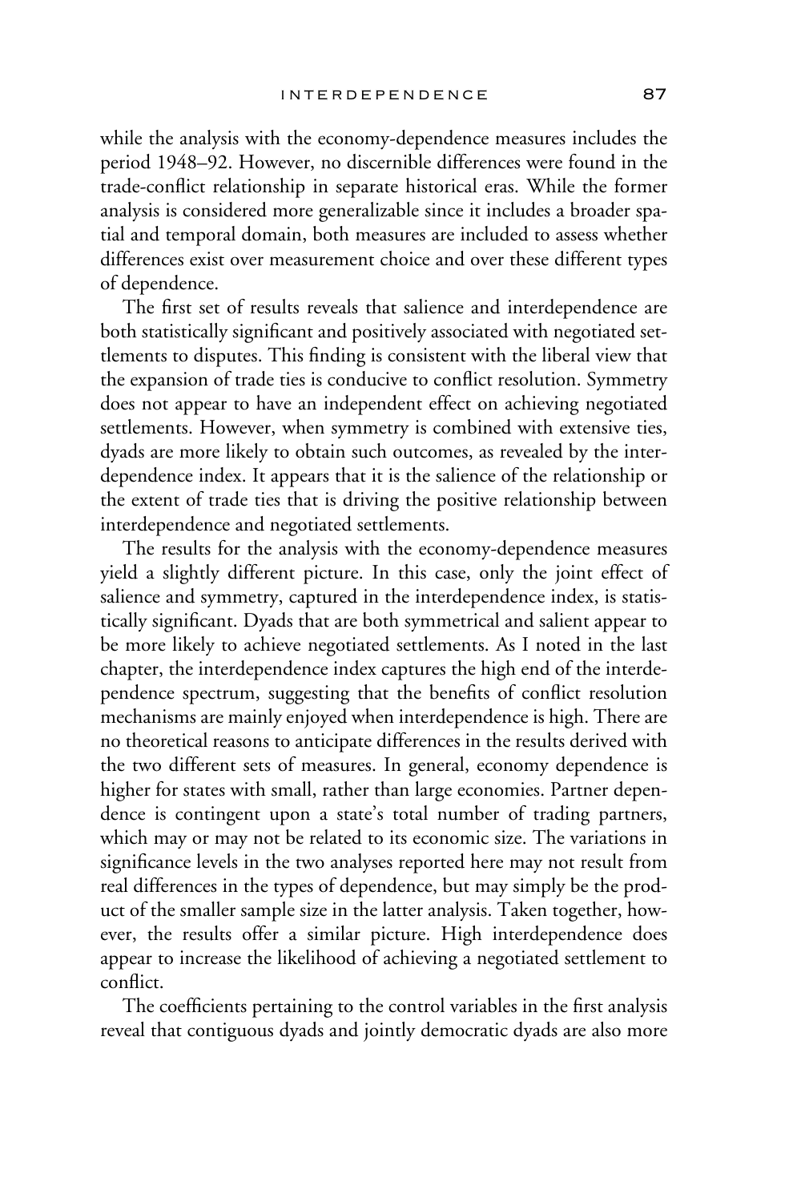while the analysis with the economy-dependence measures includes the period 1948–92. However, no discernible differences were found in the trade-conflict relationship in separate historical eras. While the former analysis is considered more generalizable since it includes a broader spatial and temporal domain, both measures are included to assess whether differences exist over measurement choice and over these different types of dependence.

The first set of results reveals that salience and interdependence are both statistically significant and positively associated with negotiated settlements to disputes. This finding is consistent with the liberal view that the expansion of trade ties is conducive to conflict resolution. Symmetry does not appear to have an independent effect on achieving negotiated settlements. However, when symmetry is combined with extensive ties, dyads are more likely to obtain such outcomes, as revealed by the interdependence index. It appears that it is the salience of the relationship or the extent of trade ties that is driving the positive relationship between interdependence and negotiated settlements.

The results for the analysis with the economy-dependence measures yield a slightly different picture. In this case, only the joint effect of salience and symmetry, captured in the interdependence index, is statistically significant. Dyads that are both symmetrical and salient appear to be more likely to achieve negotiated settlements. As I noted in the last chapter, the interdependence index captures the high end of the interdependence spectrum, suggesting that the benefits of conflict resolution mechanisms are mainly enjoyed when interdependence is high. There are no theoretical reasons to anticipate differences in the results derived with the two different sets of measures. In general, economy dependence is higher for states with small, rather than large economies. Partner dependence is contingent upon a state's total number of trading partners, which may or may not be related to its economic size. The variations in significance levels in the two analyses reported here may not result from real differences in the types of dependence, but may simply be the product of the smaller sample size in the latter analysis. Taken together, however, the results offer a similar picture. High interdependence does appear to increase the likelihood of achieving a negotiated settlement to conflict.

The coefficients pertaining to the control variables in the first analysis reveal that contiguous dyads and jointly democratic dyads are also more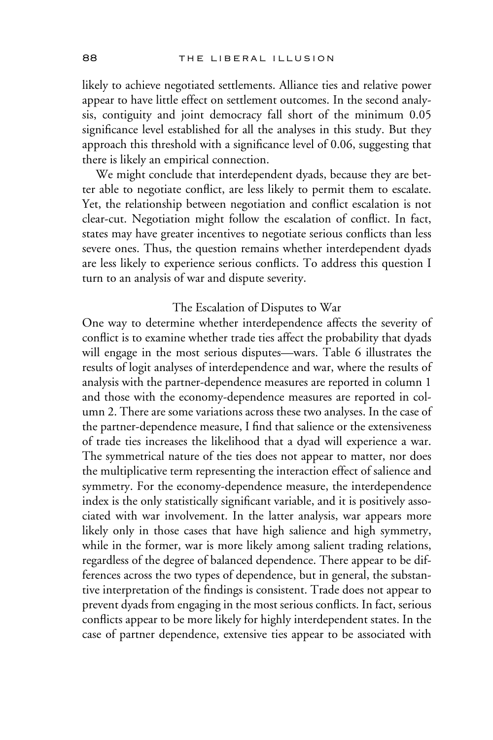likely to achieve negotiated settlements. Alliance ties and relative power appear to have little effect on settlement outcomes. In the second analysis, contiguity and joint democracy fall short of the minimum 0.05 significance level established for all the analyses in this study. But they approach this threshold with a significance level of 0.06, suggesting that there is likely an empirical connection.

We might conclude that interdependent dyads, because they are better able to negotiate conflict, are less likely to permit them to escalate. Yet, the relationship between negotiation and conflict escalation is not clear-cut. Negotiation might follow the escalation of conflict. In fact, states may have greater incentives to negotiate serious conflicts than less severe ones. Thus, the question remains whether interdependent dyads are less likely to experience serious conflicts. To address this question I turn to an analysis of war and dispute severity.

## The Escalation of Disputes to War

One way to determine whether interdependence affects the severity of conflict is to examine whether trade ties affect the probability that dyads will engage in the most serious disputes—wars. Table 6 illustrates the results of logit analyses of interdependence and war, where the results of analysis with the partner-dependence measures are reported in column 1 and those with the economy-dependence measures are reported in column 2. There are some variations across these two analyses. In the case of the partner-dependence measure, I find that salience or the extensiveness of trade ties increases the likelihood that a dyad will experience a war. The symmetrical nature of the ties does not appear to matter, nor does the multiplicative term representing the interaction effect of salience and symmetry. For the economy-dependence measure, the interdependence index is the only statistically significant variable, and it is positively associated with war involvement. In the latter analysis, war appears more likely only in those cases that have high salience and high symmetry, while in the former, war is more likely among salient trading relations, regardless of the degree of balanced dependence. There appear to be differences across the two types of dependence, but in general, the substantive interpretation of the findings is consistent. Trade does not appear to prevent dyads from engaging in the most serious conflicts. In fact, serious conflicts appear to be more likely for highly interdependent states. In the case of partner dependence, extensive ties appear to be associated with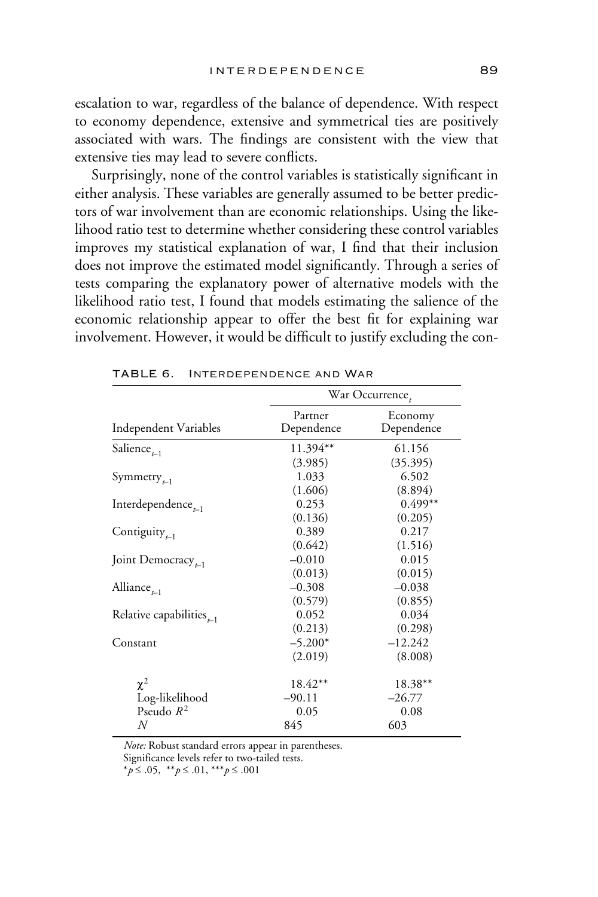escalation to war, regardless of the balance of dependence. With respect to economy dependence, extensive and symmetrical ties are positively associated with wars. The findings are consistent with the view that extensive ties may lead to severe conflicts.

Surprisingly, none of the control variables is statistically significant in either analysis. These variables are generally assumed to be better predictors of war involvement than are economic relationships. Using the likelihood ratio test to determine whether considering these control variables improves my statistical explanation of war, I find that their inclusion does not improve the estimated model significantly. Through a series of tests comparing the explanatory power of alternative models with the likelihood ratio test, I found that models estimating the salience of the economic relationship appear to offer the best fit for explaining war involvement. However, it would be difficult to justify excluding the con-

TABLE 6. Interdependence and War

| | War Occurrence$_t$ | |
|---|---|---|
| Independent Variables | Partner Dependence | Economy Dependence |
| Salience$_{t-1}$ | 11.394** | 61.156 |
| | (3.985) | (35.395) |
| Symmetry$_{t-1}$ | 1.033 | 6.502 |
| | (1.606) | (8.894) |
| Interdependence$_{t-1}$ | 0.253 | 0.499** |
| | (0.136) | (0.205) |
| Contiguity$_{t-1}$ | 0.389 | 0.217 |
| | (0.642) | (1.516) |
| Joint Democracy$_{t-1}$ | –0.010 | 0.015 |
| | (0.013) | (0.015) |
| Alliance$_{t-1}$ | –0.308 | –0.038 |
| | (0.579) | (0.855) |
| Relative capabilities$_{t-1}$ | 0.052 | 0.034 |
| | (0.213) | (0.298) |
| Constant | –5.200* | –12.242 |
| | (2.019) | (8.008) |
| $\chi^2$ | 18.42** | 18.38** |
| Log-likelihood | –90.11 | –26.77 |
| Pseudo $R^2$ | 0.05 | 0.08 |
| $N$ | 845 | 603 |

*Note:* Robust standard errors appear in parentheses.
Significance levels refer to two-tailed tests.
*$p \leq .05$, **$p \leq .01$, ***$p \leq .001$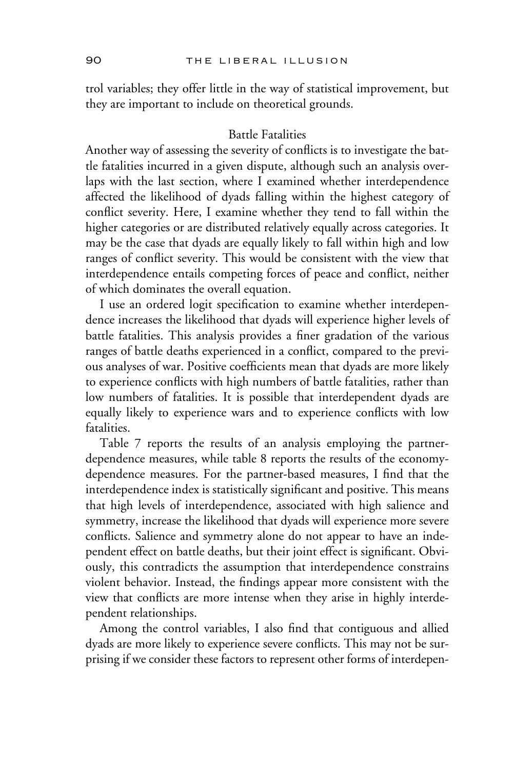trol variables; they offer little in the way of statistical improvement, but they are important to include on theoretical grounds.

### Battle Fatalities

Another way of assessing the severity of conflicts is to investigate the battle fatalities incurred in a given dispute, although such an analysis overlaps with the last section, where I examined whether interdependence affected the likelihood of dyads falling within the highest category of conflict severity. Here, I examine whether they tend to fall within the higher categories or are distributed relatively equally across categories. It may be the case that dyads are equally likely to fall within high and low ranges of conflict severity. This would be consistent with the view that interdependence entails competing forces of peace and conflict, neither of which dominates the overall equation.

I use an ordered logit specification to examine whether interdependence increases the likelihood that dyads will experience higher levels of battle fatalities. This analysis provides a finer gradation of the various ranges of battle deaths experienced in a conflict, compared to the previous analyses of war. Positive coefficients mean that dyads are more likely to experience conflicts with high numbers of battle fatalities, rather than low numbers of fatalities. It is possible that interdependent dyads are equally likely to experience wars and to experience conflicts with low fatalities.

Table 7 reports the results of an analysis employing the partner-dependence measures, while table 8 reports the results of the economy-dependence measures. For the partner-based measures, I find that the interdependence index is statistically significant and positive. This means that high levels of interdependence, associated with high salience and symmetry, increase the likelihood that dyads will experience more severe conflicts. Salience and symmetry alone do not appear to have an independent effect on battle deaths, but their joint effect is significant. Obviously, this contradicts the assumption that interdependence constrains violent behavior. Instead, the findings appear more consistent with the view that conflicts are more intense when they arise in highly interdependent relationships.

Among the control variables, I also find that contiguous and allied dyads are more likely to experience severe conflicts. This may not be surprising if we consider these factors to represent other forms of interdepen-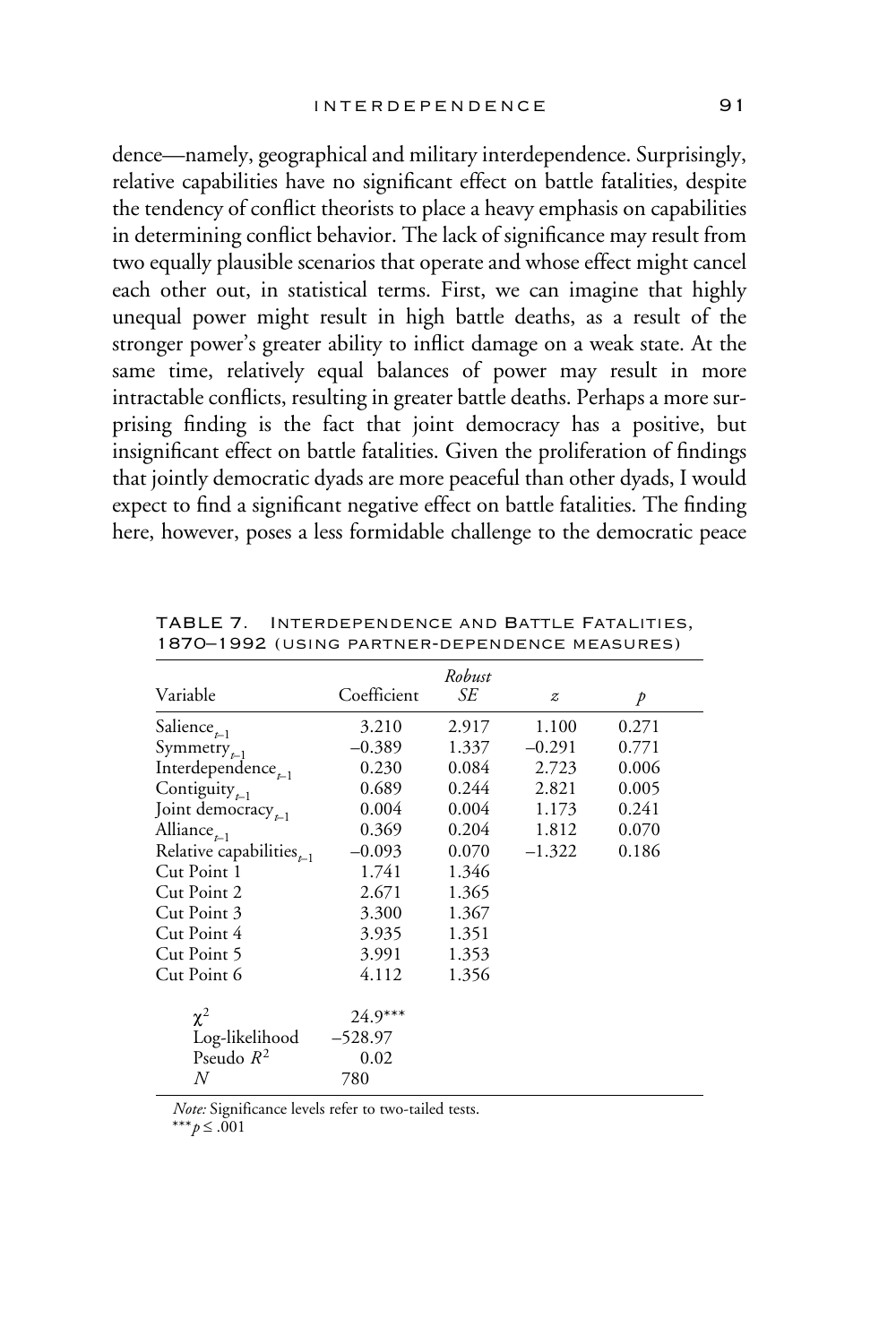dence—namely, geographical and military interdependence. Surprisingly, relative capabilities have no significant effect on battle fatalities, despite the tendency of conflict theorists to place a heavy emphasis on capabilities in determining conflict behavior. The lack of significance may result from two equally plausible scenarios that operate and whose effect might cancel each other out, in statistical terms. First, we can imagine that highly unequal power might result in high battle deaths, as a result of the stronger power's greater ability to inflict damage on a weak state. At the same time, relatively equal balances of power may result in more intractable conflicts, resulting in greater battle deaths. Perhaps a more surprising finding is the fact that joint democracy has a positive, but insignificant effect on battle fatalities. Given the proliferation of findings that jointly democratic dyads are more peaceful than other dyads, I would expect to find a significant negative effect on battle fatalities. The finding here, however, poses a less formidable challenge to the democratic peace

TABLE 7. INTERDEPENDENCE AND BATTLE FATALITIES, 1870–1992 (USING PARTNER-DEPENDENCE MEASURES)

| Variable | Coefficient | *Robust SE* | *z* | *p* |
|---|---|---|---|---|
| $\text{Salience}_{t-1}$ | 3.210 | 2.917 | 1.100 | 0.271 |
| $\text{Symmetry}_{t-1}$ | –0.389 | 1.337 | –0.291 | 0.771 |
| $\text{Interdependence}_{t-1}$ | 0.230 | 0.084 | 2.723 | 0.006 |
| $\text{Contiguity}_{t-1}$ | 0.689 | 0.244 | 2.821 | 0.005 |
| $\text{Joint democracy}_{t-1}$ | 0.004 | 0.004 | 1.173 | 0.241 |
| $\text{Alliance}_{t-1}$ | 0.369 | 0.204 | 1.812 | 0.070 |
| $\text{Relative capabilities}_{t-1}$ | –0.093 | 0.070 | –1.322 | 0.186 |
| Cut Point 1 | 1.741 | 1.346 | | |
| Cut Point 2 | 2.671 | 1.365 | | |
| Cut Point 3 | 3.300 | 1.367 | | |
| Cut Point 4 | 3.935 | 1.351 | | |
| Cut Point 5 | 3.991 | 1.353 | | |
| Cut Point 6 | 4.112 | 1.356 | | |
| $\chi^2$ | 24.9*** | | | |
| Log-likelihood | –528.97 | | | |
| Pseudo $R^2$ | 0.02 | | | |
| $N$ | 780 | | | |

*Note:* Significance levels refer to two-tailed tests.
***$p \leq .001$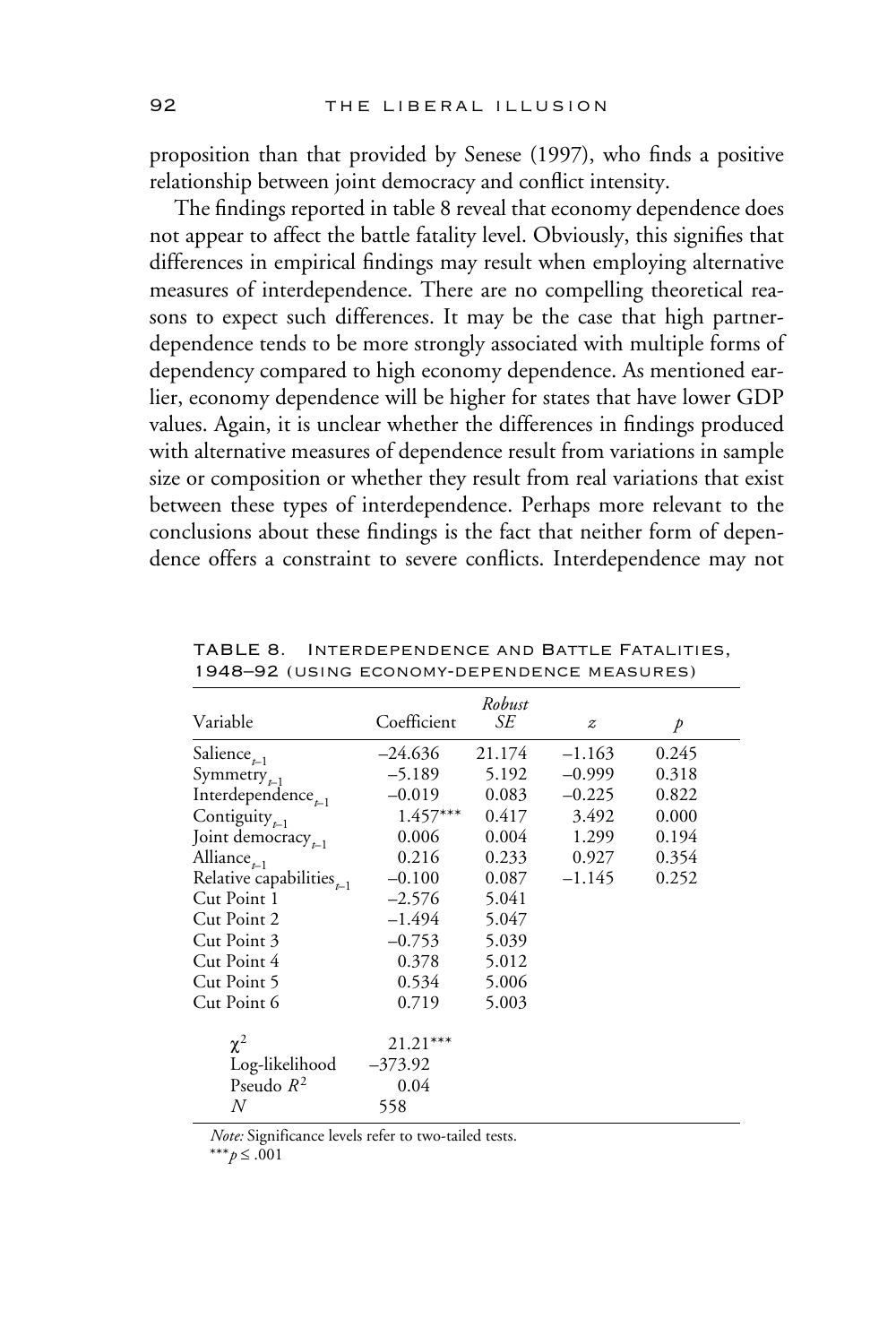proposition than that provided by Senese (1997), who finds a positive relationship between joint democracy and conflict intensity.

The findings reported in table 8 reveal that economy dependence does not appear to affect the battle fatality level. Obviously, this signifies that differences in empirical findings may result when employing alternative measures of interdependence. There are no compelling theoretical reasons to expect such differences. It may be the case that high partner-dependence tends to be more strongly associated with multiple forms of dependency compared to high economy dependence. As mentioned earlier, economy dependence will be higher for states that have lower GDP values. Again, it is unclear whether the differences in findings produced with alternative measures of dependence result from variations in sample size or composition or whether they result from real variations that exist between these types of interdependence. Perhaps more relevant to the conclusions about these findings is the fact that neither form of dependence offers a constraint to severe conflicts. Interdependence may not

TABLE 8. Interdependence and Battle Fatalities, 1948–92 (using economy-dependence measures)

| Variable | Coefficient | Robust *SE* | *z* | *p* |
|---|---|---|---|---|
| $\text{Salience}_{t-1}$ | –24.636 | 21.174 | –1.163 | 0.245 |
| $\text{Symmetry}_{t-1}$ | –5.189 | 5.192 | –0.999 | 0.318 |
| $\text{Interdependence}_{t-1}$ | –0.019 | 0.083 | –0.225 | 0.822 |
| $\text{Contiguity}_{t-1}$ | 1.457*** | 0.417 | 3.492 | 0.000 |
| $\text{Joint democracy}_{t-1}$ | 0.006 | 0.004 | 1.299 | 0.194 |
| $\text{Alliance}_{t-1}$ | 0.216 | 0.233 | 0.927 | 0.354 |
| $\text{Relative capabilities}_{t-1}$ | –0.100 | 0.087 | –1.145 | 0.252 |
| Cut Point 1 | –2.576 | 5.041 | | |
| Cut Point 2 | –1.494 | 5.047 | | |
| Cut Point 3 | –0.753 | 5.039 | | |
| Cut Point 4 | 0.378 | 5.012 | | |
| Cut Point 5 | 0.534 | 5.006 | | |
| Cut Point 6 | 0.719 | 5.003 | | |
| $\chi^2$ | 21.21*** | | | |
| Log-likelihood | –373.92 | | | |
| Pseudo $R^2$ | 0.04 | | | |
| *N* | 558 | | | |

*Note:* Significance levels refer to two-tailed tests.
***$p \leq .001$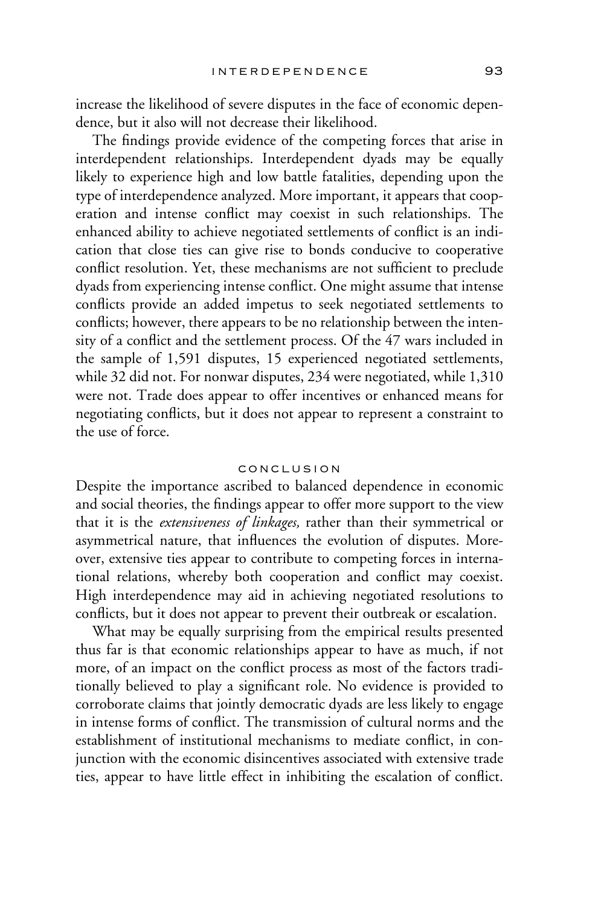increase the likelihood of severe disputes in the face of economic dependence, but it also will not decrease their likelihood.

The findings provide evidence of the competing forces that arise in interdependent relationships. Interdependent dyads may be equally likely to experience high and low battle fatalities, depending upon the type of interdependence analyzed. More important, it appears that cooperation and intense conflict may coexist in such relationships. The enhanced ability to achieve negotiated settlements of conflict is an indication that close ties can give rise to bonds conducive to cooperative conflict resolution. Yet, these mechanisms are not sufficient to preclude dyads from experiencing intense conflict. One might assume that intense conflicts provide an added impetus to seek negotiated settlements to conflicts; however, there appears to be no relationship between the intensity of a conflict and the settlement process. Of the 47 wars included in the sample of 1,591 disputes, 15 experienced negotiated settlements, while 32 did not. For nonwar disputes, 234 were negotiated, while 1,310 were not. Trade does appear to offer incentives or enhanced means for negotiating conflicts, but it does not appear to represent a constraint to the use of force.

## CONCLUSION

Despite the importance ascribed to balanced dependence in economic and social theories, the findings appear to offer more support to the view that it is the *extensiveness of linkages,* rather than their symmetrical or asymmetrical nature, that influences the evolution of disputes. Moreover, extensive ties appear to contribute to competing forces in international relations, whereby both cooperation and conflict may coexist. High interdependence may aid in achieving negotiated resolutions to conflicts, but it does not appear to prevent their outbreak or escalation.

What may be equally surprising from the empirical results presented thus far is that economic relationships appear to have as much, if not more, of an impact on the conflict process as most of the factors traditionally believed to play a significant role. No evidence is provided to corroborate claims that jointly democratic dyads are less likely to engage in intense forms of conflict. The transmission of cultural norms and the establishment of institutional mechanisms to mediate conflict, in conjunction with the economic disincentives associated with extensive trade ties, appear to have little effect in inhibiting the escalation of conflict.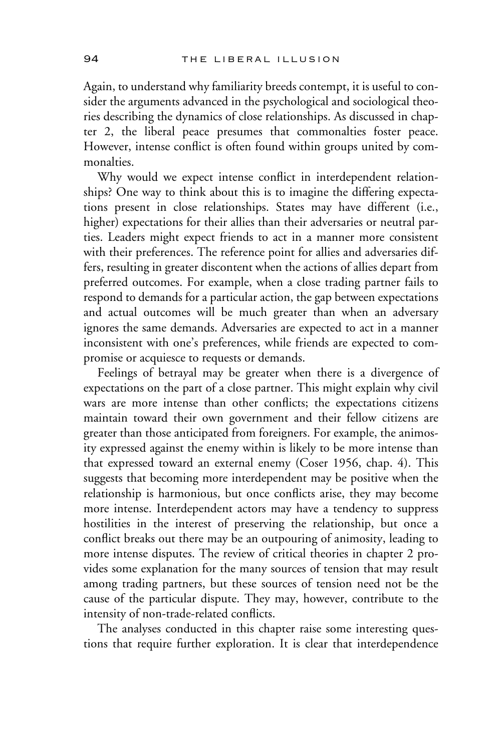Again, to understand why familiarity breeds contempt, it is useful to consider the arguments advanced in the psychological and sociological theories describing the dynamics of close relationships. As discussed in chapter 2, the liberal peace presumes that commonalties foster peace. However, intense conflict is often found within groups united by commonalties.

Why would we expect intense conflict in interdependent relationships? One way to think about this is to imagine the differing expectations present in close relationships. States may have different (i.e., higher) expectations for their allies than their adversaries or neutral parties. Leaders might expect friends to act in a manner more consistent with their preferences. The reference point for allies and adversaries differs, resulting in greater discontent when the actions of allies depart from preferred outcomes. For example, when a close trading partner fails to respond to demands for a particular action, the gap between expectations and actual outcomes will be much greater than when an adversary ignores the same demands. Adversaries are expected to act in a manner inconsistent with one's preferences, while friends are expected to compromise or acquiesce to requests or demands.

Feelings of betrayal may be greater when there is a divergence of expectations on the part of a close partner. This might explain why civil wars are more intense than other conflicts; the expectations citizens maintain toward their own government and their fellow citizens are greater than those anticipated from foreigners. For example, the animosity expressed against the enemy within is likely to be more intense than that expressed toward an external enemy (Coser 1956, chap. 4). This suggests that becoming more interdependent may be positive when the relationship is harmonious, but once conflicts arise, they may become more intense. Interdependent actors may have a tendency to suppress hostilities in the interest of preserving the relationship, but once a conflict breaks out there may be an outpouring of animosity, leading to more intense disputes. The review of critical theories in chapter 2 provides some explanation for the many sources of tension that may result among trading partners, but these sources of tension need not be the cause of the particular dispute. They may, however, contribute to the intensity of non-trade-related conflicts.

The analyses conducted in this chapter raise some interesting questions that require further exploration. It is clear that interdependence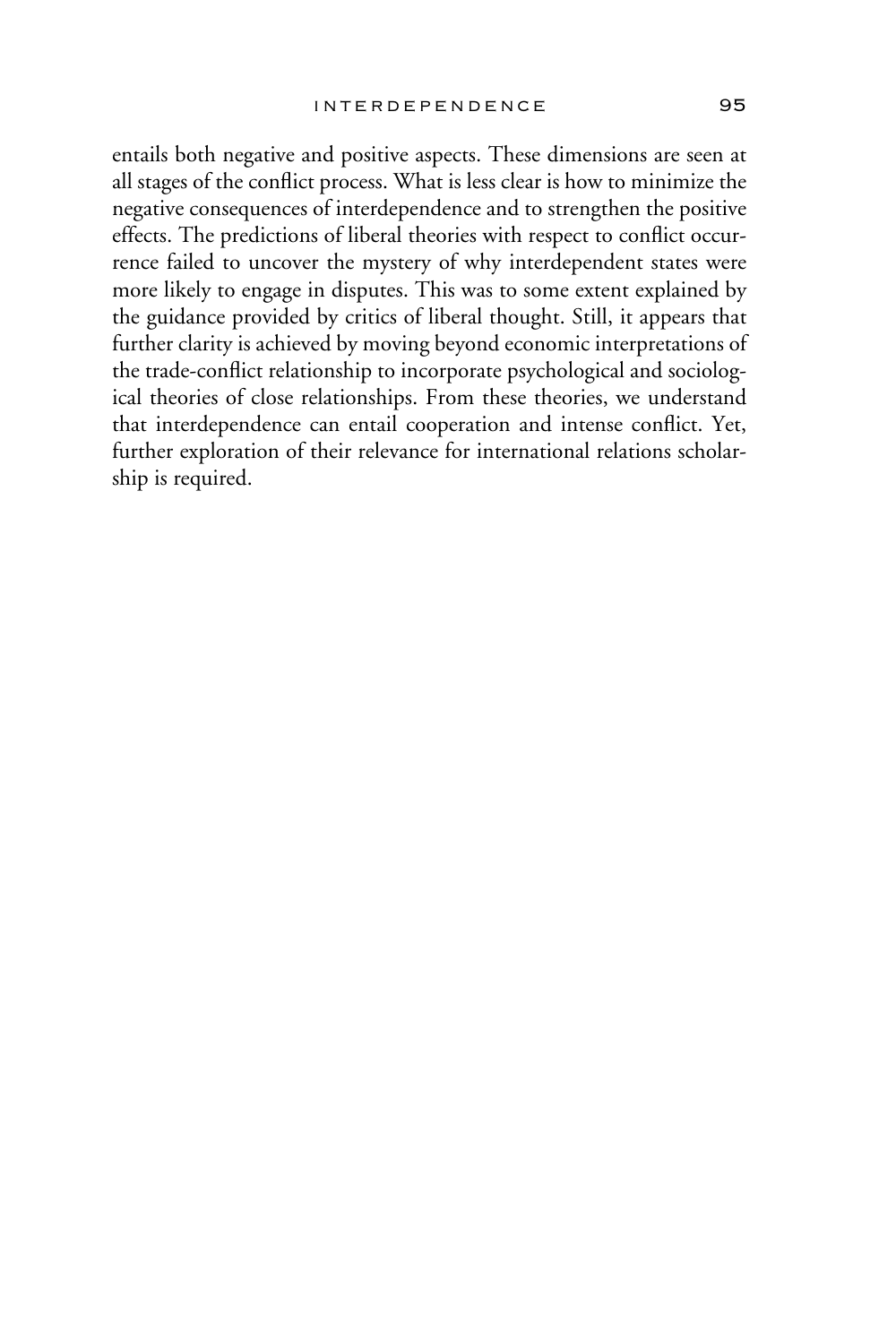entails both negative and positive aspects. These dimensions are seen at all stages of the conflict process. What is less clear is how to minimize the negative consequences of interdependence and to strengthen the positive effects. The predictions of liberal theories with respect to conflict occurrence failed to uncover the mystery of why interdependent states were more likely to engage in disputes. This was to some extent explained by the guidance provided by critics of liberal thought. Still, it appears that further clarity is achieved by moving beyond economic interpretations of the trade-conflict relationship to incorporate psychological and sociological theories of close relationships. From these theories, we understand that interdependence can entail cooperation and intense conflict. Yet, further exploration of their relevance for international relations scholarship is required.